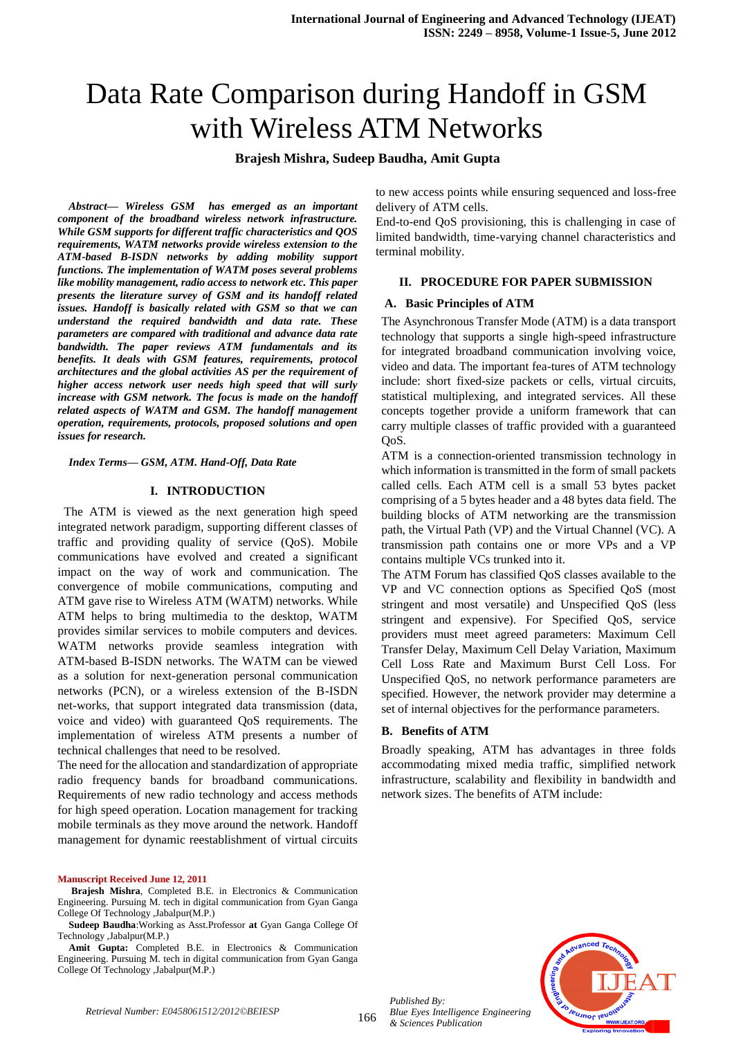# Data Rate Comparison during Handoff in GSM with Wireless ATM Networks

**Brajesh Mishra, Sudeep Baudha, Amit Gupta**

***Abstract— Wireless GSM has emerged as an important component of the broadband wireless network infrastructure. While GSM supports for different traffic characteristics and QOS requirements, WATM networks provide wireless extension to the ATM-based B-ISDN networks by adding mobility support functions. The implementation of WATM poses several problems like mobility management, radio access to network etc. This paper presents the literature survey of GSM and its handoff related issues. Handoff is basically related with GSM so that we can understand the required bandwidth and data rate. These parameters are compared with traditional and advance data rate bandwidth. The paper reviews ATM fundamentals and its benefits. It deals with GSM features, requirements, protocol architectures and the global activities AS per the requirement of higher access network user needs high speed that will surly increase with GSM network. The focus is made on the handoff related aspects of WATM and GSM. The handoff management operation, requirements, protocols, proposed solutions and open issues for research.***

***Index Terms— GSM, ATM. Hand-Off, Data Rate***

## I. INTRODUCTION

The ATM is viewed as the next generation high speed integrated network paradigm, supporting different classes of traffic and providing quality of service (QoS). Mobile communications have evolved and created a significant impact on the way of work and communication. The convergence of mobile communications, computing and ATM gave rise to Wireless ATM (WATM) networks. While ATM helps to bring multimedia to the desktop, WATM provides similar services to mobile computers and devices. WATM networks provide seamless integration with ATM-based B-ISDN networks. The WATM can be viewed as a solution for next-generation personal communication networks (PCN), or a wireless extension of the B-ISDN net-works, that support integrated data transmission (data, voice and video) with guaranteed QoS requirements. The implementation of wireless ATM presents a number of technical challenges that need to be resolved.

The need for the allocation and standardization of appropriate radio frequency bands for broadband communications. Requirements of new radio technology and access methods for high speed operation. Location management for tracking mobile terminals as they move around the network. Handoff management for dynamic reestablishment of virtual circuits to new access points while ensuring sequenced and loss-free delivery of ATM cells.

End-to-end QoS provisioning, this is challenging in case of limited bandwidth, time-varying channel characteristics and terminal mobility.

## II. PROCEDURE FOR PAPER SUBMISSION

### A. Basic Principles of ATM

The Asynchronous Transfer Mode (ATM) is a data transport technology that supports a single high-speed infrastructure for integrated broadband communication involving voice, video and data. The important fea-tures of ATM technology include: short fixed-size packets or cells, virtual circuits, statistical multiplexing, and integrated services. All these concepts together provide a uniform framework that can carry multiple classes of traffic provided with a guaranteed QoS.

ATM is a connection-oriented transmission technology in which information is transmitted in the form of small packets called cells. Each ATM cell is a small 53 bytes packet comprising of a 5 bytes header and a 48 bytes data field. The building blocks of ATM networking are the transmission path, the Virtual Path (VP) and the Virtual Channel (VC). A transmission path contains one or more VPs and a VP contains multiple VCs trunked into it.

The ATM Forum has classified QoS classes available to the VP and VC connection options as Specified QoS (most stringent and most versatile) and Unspecified QoS (less stringent and expensive). For Specified QoS, service providers must meet agreed parameters: Maximum Cell Transfer Delay, Maximum Cell Delay Variation, Maximum Cell Loss Rate and Maximum Burst Cell Loss. For Unspecified QoS, no network performance parameters are specified. However, the network provider may determine a set of internal objectives for the performance parameters.

### B. Benefits of ATM

Broadly speaking, ATM has advantages in three folds accommodating mixed media traffic, simplified network infrastructure, scalability and flexibility in bandwidth and network sizes. The benefits of ATM include:

---

**Manuscript Received June 12, 2011**

**Brajesh Mishra**, Completed B.E. in Electronics & Communication Engineering. Pursuing M. tech in digital communication from Gyan Ganga College Of Technology ,Jabalpur(M.P.)

**Sudeep Baudha**:Working as Asst.Professor **at** Gyan Ganga College Of Technology ,Jabalpur(M.P.)

**Amit Gupta:** Completed B.E. in Electronics & Communication Engineering. Pursuing M. tech in digital communication from Gyan Ganga College Of Technology ,Jabalpur(M.P.)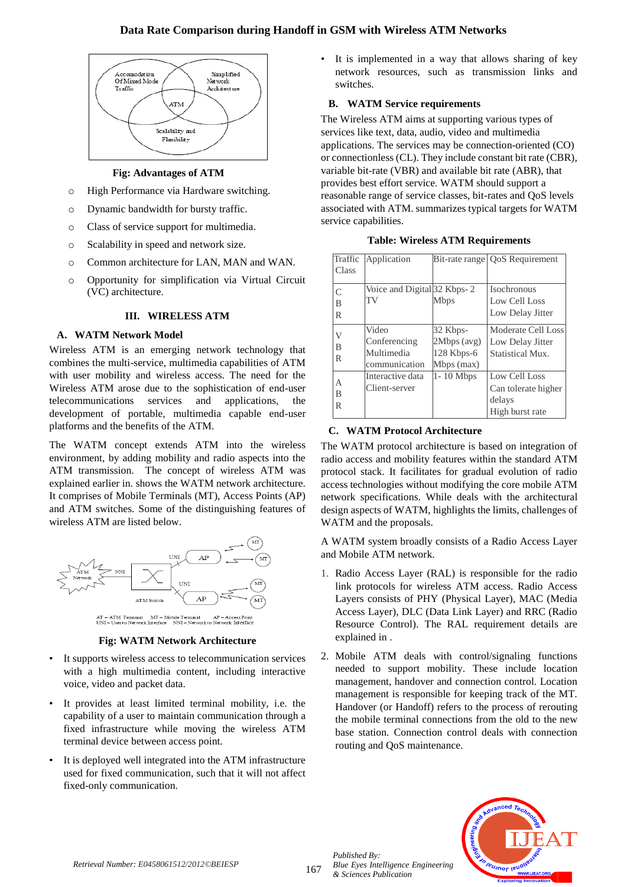**Fig: Advantages of ATM**

- High Performance via Hardware switching.
- Dynamic bandwidth for bursty traffic.
- Class of service support for multimedia.
- Scalability in speed and network size.
- Common architecture for LAN, MAN and WAN.
- Opportunity for simplification via Virtual Circuit (VC) architecture.

## III. WIRELESS ATM

### A. WATM Network Model

Wireless ATM is an emerging network technology that combines the multi-service, multimedia capabilities of ATM with user mobility and wireless access. The need for the Wireless ATM arose due to the sophistication of end-user telecommunications services and applications, the development of portable, multimedia capable end-user platforms and the benefits of the ATM.

The WATM concept extends ATM into the wireless environment, by adding mobility and radio aspects into the ATM transmission. The concept of wireless ATM was explained earlier in. shows the WATM network architecture. It comprises of Mobile Terminals (MT), Access Points (AP) and ATM switches. Some of the distinguishing features of wireless ATM are listed below.

**Fig: WATM Network Architecture**

- It supports wireless access to telecommunication services with a high multimedia content, including interactive voice, video and packet data.
- It provides at least limited terminal mobility, i.e. the capability of a user to maintain communication through a fixed infrastructure while moving the wireless ATM terminal device between access point.
- It is deployed well integrated into the ATM infrastructure used for fixed communication, such that it will not affect fixed-only communication.
- It is implemented in a way that allows sharing of key network resources, such as transmission links and switches.

### B. WATM Service requirements

The Wireless ATM aims at supporting various types of services like text, data, audio, video and multimedia applications. The services may be connection-oriented (CO) or connectionless (CL). They include constant bit rate (CBR), variable bit-rate (VBR) and available bit rate (ABR), that provides best effort service. WATM should support a reasonable range of service classes, bit-rates and QoS levels associated with ATM. summarizes typical targets for WATM service capabilities.

**Table: Wireless ATM Requirements**

| Traffic Class | Application | Bit-rate range | QoS Requirement |
|---|---|---|---|
| CBR | Voice and Digital TV | 32 Kbps- 2 Mbps | Isochronous<br>Low Cell Loss<br>Low Delay Jitter |
| VBR | Video Conferencing Multimedia communication | 32 Kbps-2Mbps (avg)<br>128 Kbps-6 Mbps (max) | Moderate Cell Loss<br>Low Delay Jitter<br>Statistical Mux. |
| ABR | Interactive data Client-server | 1- 10 Mbps | Low Cell Loss<br>Can tolerate higher delays<br>High burst rate |

### C. WATM Protocol Architecture

The WATM protocol architecture is based on integration of radio access and mobility features within the standard ATM protocol stack. It facilitates for gradual evolution of radio access technologies without modifying the core mobile ATM network specifications. While deals with the architectural design aspects of WATM, highlights the limits, challenges of WATM and the proposals.

A WATM system broadly consists of a Radio Access Layer and Mobile ATM network.

1. Radio Access Layer (RAL) is responsible for the radio link protocols for wireless ATM access. Radio Access Layers consists of PHY (Physical Layer), MAC (Media Access Layer), DLC (Data Link Layer) and RRC (Radio Resource Control). The RAL requirement details are explained in .
2. Mobile ATM deals with control/signaling functions needed to support mobility. These include location management, handover and connection control. Location management is responsible for keeping track of the MT. Handover (or Handoff) refers to the process of rerouting the mobile terminal connections from the old to the new base station. Connection control deals with connection routing and QoS maintenance.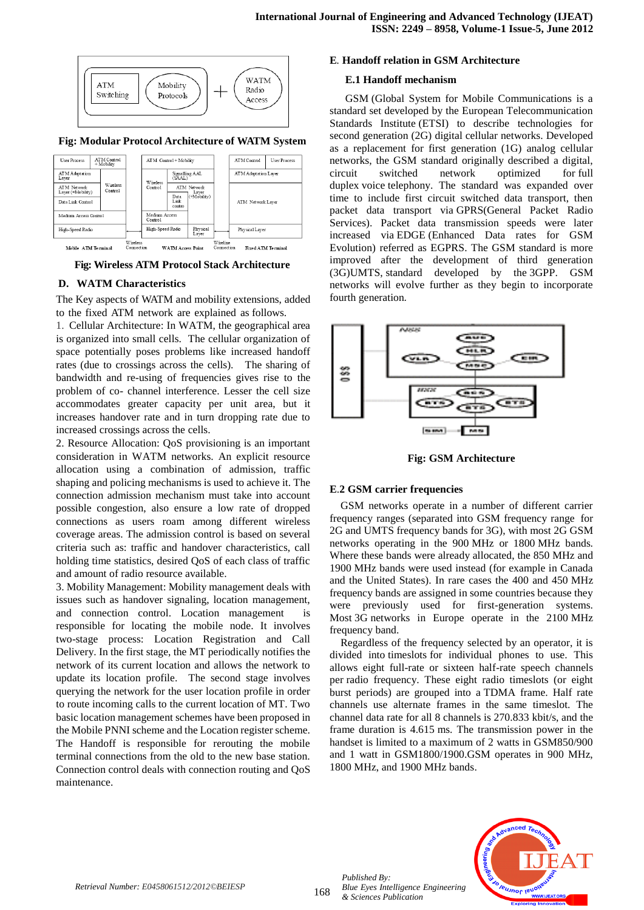Fig: Modular Protocol Architecture of WATM System

Fig: Wireless ATM Protocol Stack Architecture

### D. WATM Characteristics

The Key aspects of WATM and mobility extensions, added to the fixed ATM network are explained as follows.

1. Cellular Architecture: In WATM, the geographical area is organized into small cells. The cellular organization of space potentially poses problems like increased handoff rates (due to crossings across the cells). The sharing of bandwidth and re-using of frequencies gives rise to the problem of co- channel interference. Lesser the cell size accommodates greater capacity per unit area, but it increases handover rate and in turn dropping rate due to increased crossings across the cells.

2. Resource Allocation: QoS provisioning is an important consideration in WATM networks. An explicit resource allocation using a combination of admission, traffic shaping and policing mechanisms is used to achieve it. The connection admission mechanism must take into account possible congestion, also ensure a low rate of dropped connections as users roam among different wireless coverage areas. The admission control is based on several criteria such as: traffic and handover characteristics, call holding time statistics, desired QoS of each class of traffic and amount of radio resource available.

3. Mobility Management: Mobility management deals with issues such as handover signaling, location management, and connection control. Location management is responsible for locating the mobile node. It involves two-stage process: Location Registration and Call Delivery. In the first stage, the MT periodically notifies the network of its current location and allows the network to update its location profile. The second stage involves querying the network for the user location profile in order to route incoming calls to the current location of MT. Two basic location management schemes have been proposed in the Mobile PNNI scheme and the Location register scheme. The Handoff is responsible for rerouting the mobile terminal connections from the old to the new base station. Connection control deals with connection routing and QoS maintenance.

### E. Handoff relation in GSM Architecture

#### E.1 Handoff mechanism

GSM (Global System for Mobile Communications is a standard set developed by the European Telecommunication Standards Institute (ETSI) to describe technologies for second generation (2G) digital cellular networks. Developed as a replacement for first generation (1G) analog cellular networks, the GSM standard originally described a digital, circuit switched network optimized for full duplex voice telephony. The standard was expanded over time to include first circuit switched data transport, then packet data transport via GPRS(General Packet Radio Services). Packet data transmission speeds were later increased via EDGE (Enhanced Data rates for GSM Evolution) referred as EGPRS. The GSM standard is more improved after the development of third generation (3G)UMTS, standard developed by the 3GPP. GSM networks will evolve further as they begin to incorporate fourth generation.

Fig: GSM Architecture

#### E.2 GSM carrier frequencies

GSM networks operate in a number of different carrier frequency ranges (separated into GSM frequency range for 2G and UMTS frequency bands for 3G), with most 2G GSM networks operating in the 900 MHz or 1800 MHz bands. Where these bands were already allocated, the 850 MHz and 1900 MHz bands were used instead (for example in Canada and the United States). In rare cases the 400 and 450 MHz frequency bands are assigned in some countries because they were previously used for first-generation systems. Most 3G networks in Europe operate in the 2100 MHz frequency band.

Regardless of the frequency selected by an operator, it is divided into timeslots for individual phones to use. This allows eight full-rate or sixteen half-rate speech channels per radio frequency. These eight radio timeslots (or eight burst periods) are grouped into a TDMA frame. Half rate channels use alternate frames in the same timeslot. The channel data rate for all 8 channels is 270.833 kbit/s, and the frame duration is 4.615 ms. The transmission power in the handset is limited to a maximum of 2 watts in GSM850/900 and 1 watt in GSM1800/1900.GSM operates in 900 MHz, 1800 MHz, and 1900 MHz bands.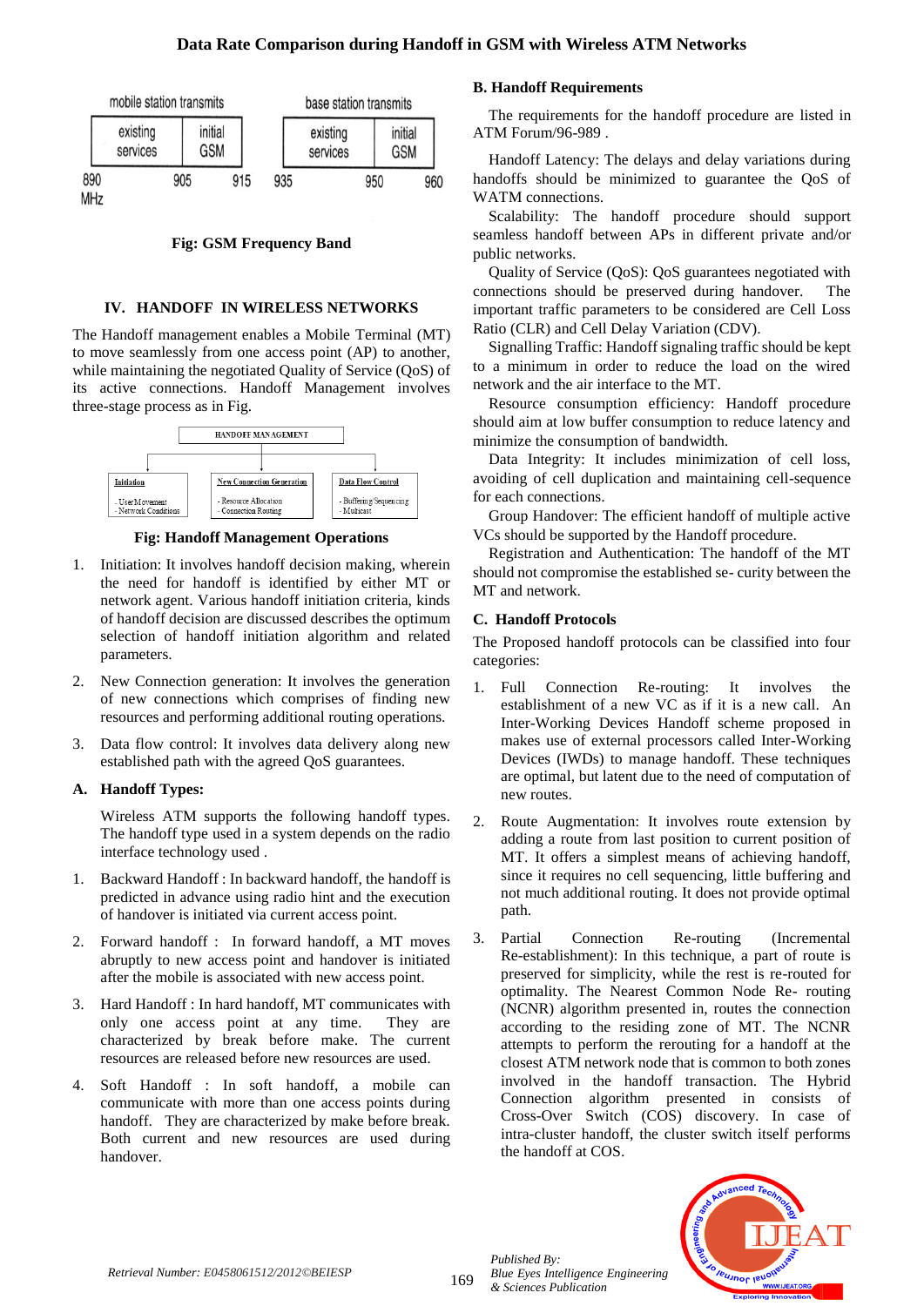| mobile station transmits | | base station transmits | |
|---|---|---|---|
| existing services | initial GSM | existing services | initial GSM |

890 MHz, 905, 915, 935, 950, 960

**Fig: GSM Frequency Band**

## IV. HANDOFF IN WIRELESS NETWORKS

The Handoff management enables a Mobile Terminal (MT) to move seamlessly from one access point (AP) to another, while maintaining the negotiated Quality of Service (QoS) of its active connections. Handoff Management involves three-stage process as in Fig.

HANDOFF MANAGEMENT

- Initiation: - User Movement, - Network Conditions
- New Connection Generation: - Resource Allocation, - Connection Routing
- Data Flow Control: - Buffering/Sequencing, - Multicast

**Fig: Handoff Management Operations**

1. Initiation: It involves handoff decision making, wherein the need for handoff is identified by either MT or network agent. Various handoff initiation criteria, kinds of handoff decision are discussed describes the optimum selection of handoff initiation algorithm and related parameters.
2. New Connection generation: It involves the generation of new connections which comprises of finding new resources and performing additional routing operations.
3. Data flow control: It involves data delivery along new established path with the agreed QoS guarantees.

### A. Handoff Types:

Wireless ATM supports the following handoff types. The handoff type used in a system depends on the radio interface technology used .

1. Backward Handoff : In backward handoff, the handoff is predicted in advance using radio hint and the execution of handover is initiated via current access point.
2. Forward handoff : In forward handoff, a MT moves abruptly to new access point and handover is initiated after the mobile is associated with new access point.
3. Hard Handoff : In hard handoff, MT communicates with only one access point at any time. They are characterized by break before make. The current resources are released before new resources are used.
4. Soft Handoff : In soft handoff, a mobile can communicate with more than one access points during handoff. They are characterized by make before break. Both current and new resources are used during handover.

### B. Handoff Requirements

The requirements for the handoff procedure are listed in ATM Forum/96-989 .

Handoff Latency: The delays and delay variations during handoffs should be minimized to guarantee the QoS of WATM connections.

Scalability: The handoff procedure should support seamless handoff between APs in different private and/or public networks.

Quality of Service (QoS): QoS guarantees negotiated with connections should be preserved during handover. The important traffic parameters to be considered are Cell Loss Ratio (CLR) and Cell Delay Variation (CDV).

Signalling Traffic: Handoff signalling traffic should be kept to a minimum in order to reduce the load on the wired network and the air interface to the MT.

Resource consumption efficiency: Handoff procedure should aim at low buffer consumption to reduce latency and minimize the consumption of bandwidth.

Data Integrity: It includes minimization of cell loss, avoiding of cell duplication and maintaining cell-sequence for each connections.

Group Handover: The efficient handoff of multiple active VCs should be supported by the Handoff procedure.

Registration and Authentication: The handoff of the MT should not compromise the established se- curity between the MT and network.

### C. Handoff Protocols

The Proposed handoff protocols can be classified into four categories:

1. Full Connection Re-routing: It involves the establishment of a new VC as if it is a new call. An Inter-Working Devices Handoff scheme proposed in makes use of external processors called Inter-Working Devices (IWDs) to manage handoff. These techniques are optimal, but latent due to the need of computation of new routes.
2. Route Augmentation: It involves route extension by adding a route from last position to current position of MT. It offers a simplest means of achieving handoff, since it requires no cell sequencing, little buffering and not much additional routing. It does not provide optimal path.
3. Partial Connection Re-routing (Incremental Re-establishment): In this technique, a part of route is preserved for simplicity, while the rest is re-routed for optimality. The Nearest Common Node Re- routing (NCNR) algorithm presented in, routes the connection according to the residing zone of MT. The NCNR attempts to perform the rerouting for a handoff at the closest ATM network node that is common to both zones involved in the handoff transaction. The Hybrid Connection algorithm presented in consists of Cross-Over Switch (COS) discovery. In case of intra-cluster handoff, the cluster switch itself performs the handoff at COS.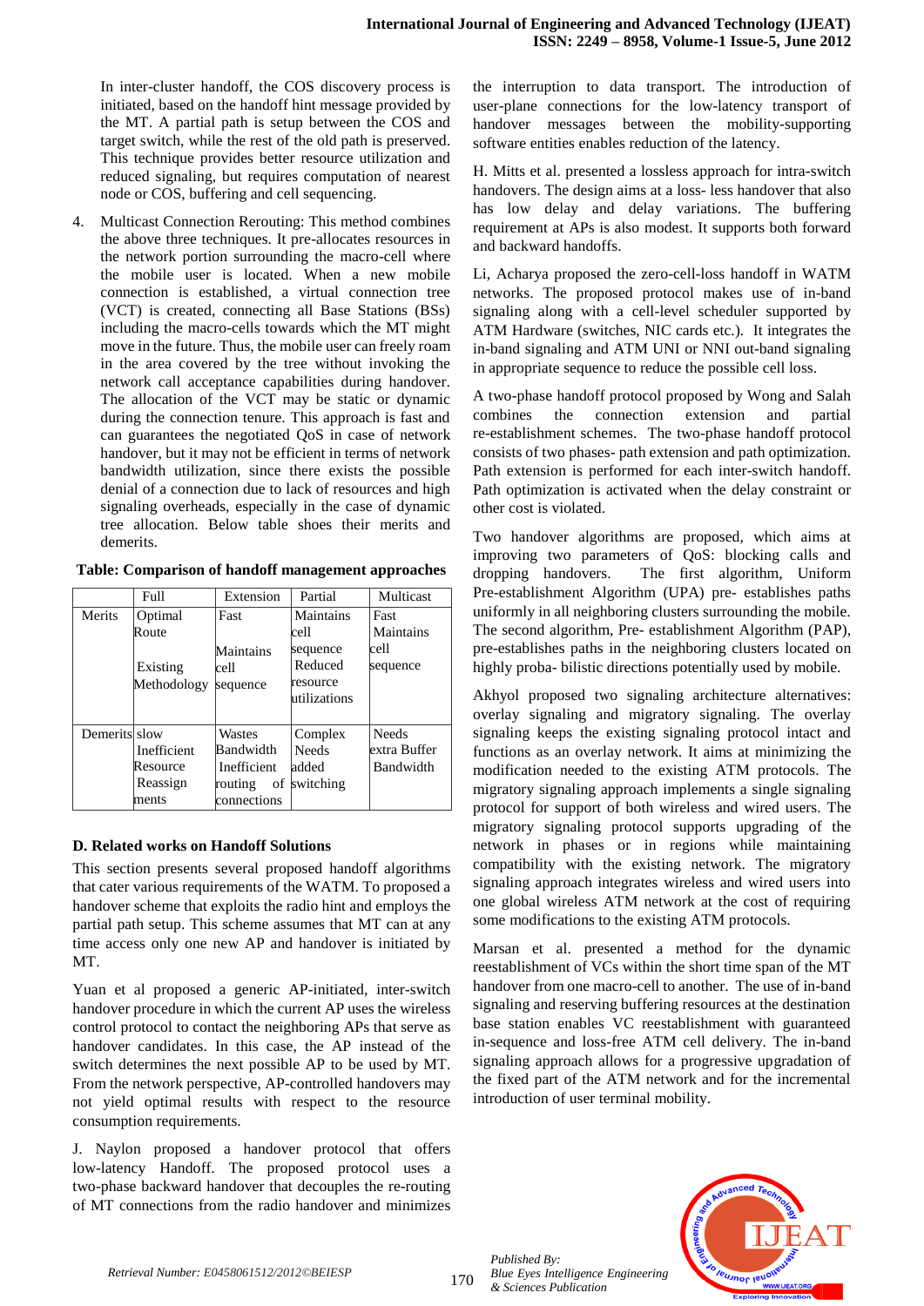In inter-cluster handoff, the COS discovery process is initiated, based on the handoff hint message provided by the MT. A partial path is setup between the COS and target switch, while the rest of the old path is preserved. This technique provides better resource utilization and reduced signaling, but requires computation of nearest node or COS, buffering and cell sequencing.

4. Multicast Connection Rerouting: This method combines the above three techniques. It pre-allocates resources in the network portion surrounding the macro-cell where the mobile user is located. When a new mobile connection is established, a virtual connection tree (VCT) is created, connecting all Base Stations (BSs) including the macro-cells towards which the MT might move in the future. Thus, the mobile user can freely roam in the area covered by the tree without invoking the network call acceptance capabilities during handover. The allocation of the VCT may be static or dynamic during the connection tenure. This approach is fast and can guarantees the negotiated QoS in case of network handover, but it may not be efficient in terms of network bandwidth utilization, since there exists the possible denial of a connection due to lack of resources and high signaling overheads, especially in the case of dynamic tree allocation. Below table shoes their merits and demerits.

**Table: Comparison of handoff management approaches**

| | Full | Extension | Partial | Multicast |
|---|---|---|---|---|
| Merits | Optimal Route<br>Existing Methodology | Fast<br>Maintains cell sequence | Maintains cell sequence<br>Reduced resource utilizations | Fast<br>Maintains cell sequence |
| Demerits | slow<br>Inefficient Resource Reassign ments | Wastes Bandwidth<br>Inefficient routing of connections | Complex<br>Needs added switching | Needs extra Buffer<br>Bandwidth |

### D. Related works on Handoff Solutions

This section presents several proposed handoff algorithms that cater various requirements of the WATM. To proposed a handover scheme that exploits the radio hint and employs the partial path setup. This scheme assumes that MT can at any time access only one new AP and handover is initiated by MT.

Yuan et al proposed a generic AP-initiated, inter-switch handover procedure in which the current AP uses the wireless control protocol to contact the neighboring APs that serve as handover candidates. In this case, the AP instead of the switch determines the next possible AP to be used by MT. From the network perspective, AP-controlled handovers may not yield optimal results with respect to the resource consumption requirements.

J. Naylon proposed a handover protocol that offers low-latency Handoff. The proposed protocol uses a two-phase backward handover that decouples the re-routing of MT connections from the radio handover and minimizes the interruption to data transport. The introduction of user-plane connections for the low-latency transport of handover messages between the mobility-supporting software entities enables reduction of the latency.

H. Mitts et al. presented a lossless approach for intra-switch handovers. The design aims at a loss- less handover that also has low delay and delay variations. The buffering requirement at APs is also modest. It supports both forward and backward handoffs.

Li, Acharya proposed the zero-cell-loss handoff in WATM networks. The proposed protocol makes use of in-band signaling along with a cell-level scheduler supported by ATM Hardware (switches, NIC cards etc.). It integrates the in-band signaling and ATM UNI or NNI out-band signaling in appropriate sequence to reduce the possible cell loss.

A two-phase handoff protocol proposed by Wong and Salah combines the connection extension and partial re-establishment schemes. The two-phase handoff protocol consists of two phases- path extension and path optimization. Path extension is performed for each inter-switch handoff. Path optimization is activated when the delay constraint or other cost is violated.

Two handover algorithms are proposed, which aims at improving two parameters of QoS: blocking calls and dropping handovers. The first algorithm, Uniform Pre-establishment Algorithm (UPA) pre- establishes paths uniformly in all neighboring clusters surrounding the mobile. The second algorithm, Pre- establishment Algorithm (PAP), pre-establishes paths in the neighboring clusters located on highly proba- bilistic directions potentially used by mobile.

Akhyol proposed two signaling architecture alternatives: overlay signaling and migratory signaling. The overlay signaling keeps the existing signaling protocol intact and functions as an overlay network. It aims at minimizing the modification needed to the existing ATM protocols. The migratory signaling approach implements a single signaling protocol for support of both wireless and wired users. The migratory signaling protocol supports upgrading of the network in phases or in regions while maintaining compatibility with the existing network. The migratory signaling approach integrates wireless and wired users into one global wireless ATM network at the cost of requiring some modifications to the existing ATM protocols.

Marsan et al. presented a method for the dynamic reestablishment of VCs within the short time span of the MT handover from one macro-cell to another. The use of in-band signaling and reserving buffering resources at the destination base station enables VC reestablishment with guaranteed in-sequence and loss-free ATM cell delivery. The in-band signaling approach allows for a progressive upgradation of the fixed part of the ATM network and for the incremental introduction of user terminal mobility.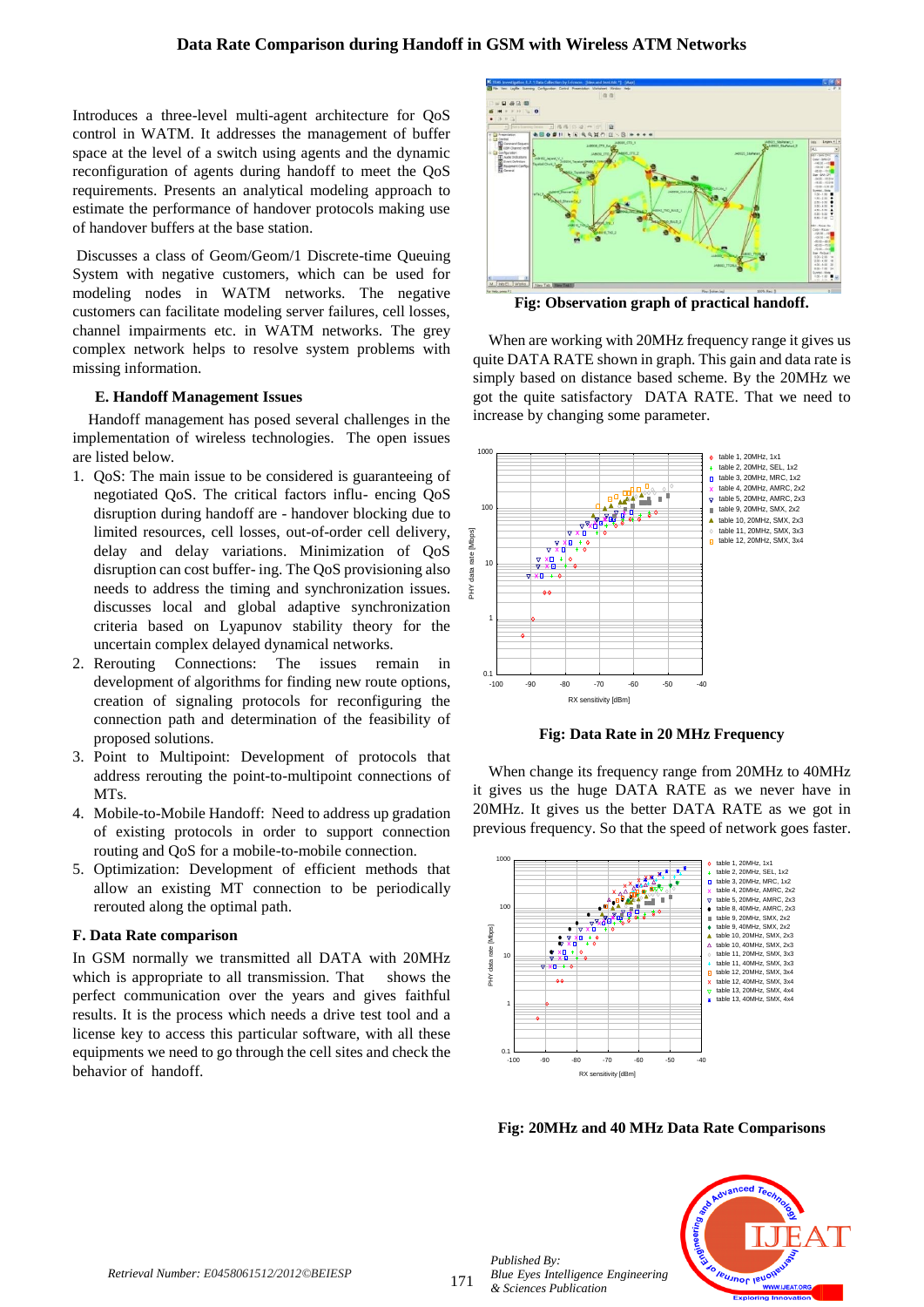Introduces a three-level multi-agent architecture for QoS control in WATM. It addresses the management of buffer space at the level of a switch using agents and the dynamic reconfiguration of agents during handoff to meet the QoS requirements. Presents an analytical modeling approach to estimate the performance of handover protocols making use of handover buffers at the base station.

Discusses a class of Geom/Geom/1 Discrete-time Queuing System with negative customers, which can be used for modeling nodes in WATM networks. The negative customers can facilitate modeling server failures, cell losses, channel impairments etc. in WATM networks. The grey complex network helps to resolve system problems with missing information.

### E. Handoff Management Issues

Handoff management has posed several challenges in the implementation of wireless technologies. The open issues are listed below.

1. QoS: The main issue to be considered is guaranteeing of negotiated QoS. The critical factors influ- encing QoS disruption during handoff are - handover blocking due to limited resources, cell losses, out-of-order cell delivery, delay and delay variations. Minimization of QoS disruption can cost buffer- ing. The QoS provisioning also needs to address the timing and synchronization issues. discusses local and global adaptive synchronization criteria based on Lyapunov stability theory for the uncertain complex delayed dynamical networks.
2. Rerouting Connections: The issues remain in development of algorithms for finding new route options, creation of signaling protocols for reconfiguring the connection path and determination of the feasibility of proposed solutions.
3. Point to Multipoint: Development of protocols that address rerouting the point-to-multipoint connections of MTs.
4. Mobile-to-Mobile Handoff: Need to address up gradation of existing protocols in order to support connection routing and QoS for a mobile-to-mobile connection.
5. Optimization: Development of efficient methods that allow an existing MT connection to be periodically rerouted along the optimal path.

### F. Data Rate comparison

In GSM normally we transmitted all DATA with 20MHz which is appropriate to all transmission. That shows the perfect communication over the years and gives faithful results. It is the process which needs a drive test tool and a license key to access this particular software, with all these equipments we need to go through the cell sites and check the behavior of handoff.

**Fig: Observation graph of practical handoff.**

When are working with 20MHz frequency range it gives us quite DATA RATE shown in graph. This gain and data rate is simply based on distance based scheme. By the 20MHz we got the quite satisfactory DATA RATE. That we need to increase by changing some parameter.

**Fig: Data Rate in 20 MHz Frequency**

When change its frequency range from 20MHz to 40MHz it gives us the huge DATA RATE as we never have in 20MHz. It gives us the better DATA RATE as we got in previous frequency. So that the speed of network goes faster.

**Fig: 20MHz and 40 MHz Data Rate Comparisons**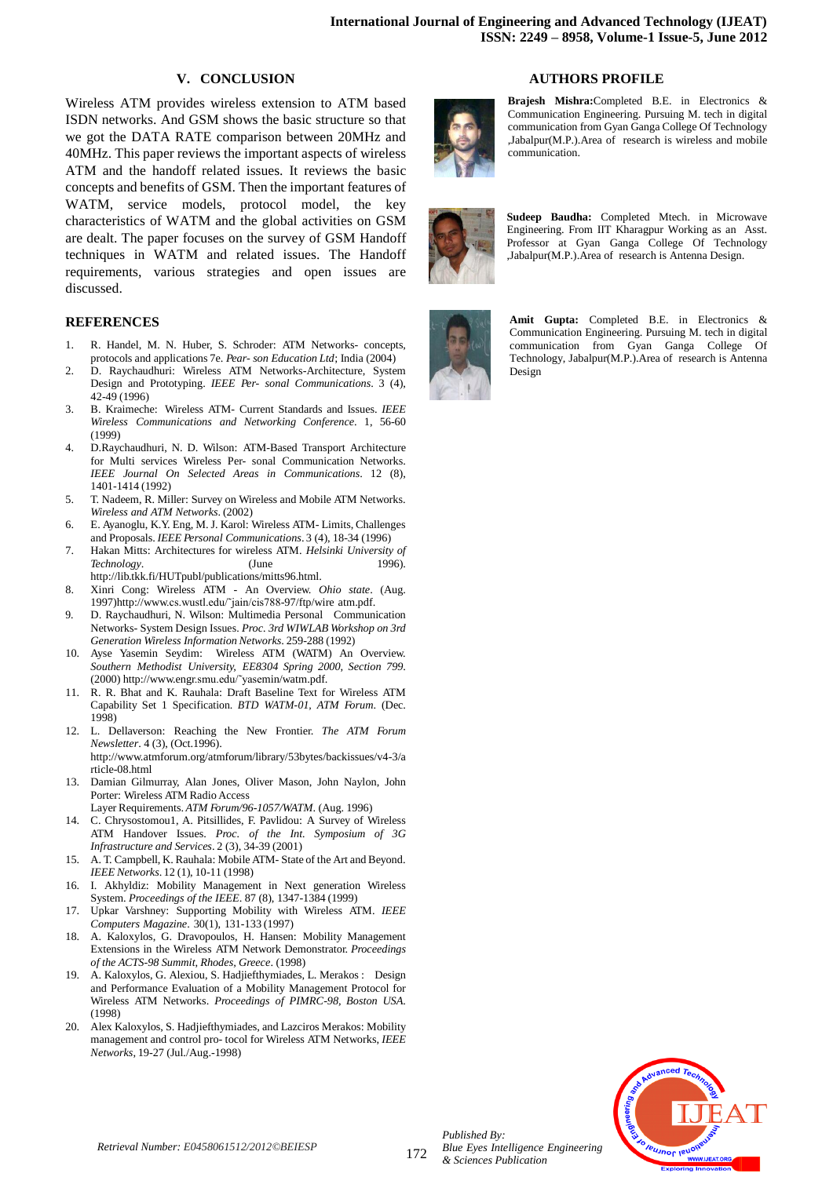## V. CONCLUSION

Wireless ATM provides wireless extension to ATM based ISDN networks. And GSM shows the basic structure so that we got the DATA RATE comparison between 20MHz and 40MHz. This paper reviews the important aspects of wireless ATM and the handoff related issues. It reviews the basic concepts and benefits of GSM. Then the important features of WATM, service models, protocol model, the key characteristics of WATM and the global activities on GSM are dealt. The paper focuses on the survey of GSM Handoff techniques in WATM and related issues. The Handoff requirements, various strategies and open issues are discussed.

## REFERENCES

1. R. Handel, M. N. Huber, S. Schroder: ATM Networks- concepts, protocols and applications 7e. *Pear- son Education Ltd*; India (2004)
2. D. Raychaudhuri: Wireless ATM Networks-Architecture, System Design and Prototyping. *IEEE Per- sonal Communications*. 3 (4), 42-49 (1996)
3. B. Kraimeche: Wireless ATM- Current Standards and Issues. *IEEE Wireless Communications and Networking Conference*. 1, 56-60 (1999)
4. D.Raychaudhuri, N. D. Wilson: ATM-Based Transport Architecture for Multi services Wireless Per- sonal Communication Networks. *IEEE Journal On Selected Areas in Communications*. 12 (8), 1401-1414 (1992)
5. T. Nadeem, R. Miller: Survey on Wireless and Mobile ATM Networks. *Wireless and ATM Networks*. (2002)
6. E. Ayanoglu, K.Y. Eng, M. J. Karol: Wireless ATM- Limits, Challenges and Proposals. *IEEE Personal Communications*. 3 (4), 18-34 (1996)
7. Hakan Mitts: Architectures for wireless ATM. *Helsinki University of Technology*. (June 1996). http://lib.tkk.fi/HUTpubl/publications/mitts96.html.
8. Xinri Cong: Wireless ATM - An Overview. *Ohio state*. (Aug. 1997)http://www.cs.wustl.edu/~jain/cis788-97/ftp/wire atm.pdf.
9. D. Raychaudhuri, N. Wilson: Multimedia Personal Communication Networks- System Design Issues. *Proc. 3rd WIWLAB Workshop on 3rd Generation Wireless Information Networks*. 259-288 (1992)
10. Ayse Yasemin Seydim: Wireless ATM (WATM) An Overview. *Southern Methodist University, EE8304 Spring 2000, Section 799*. (2000) http://www.engr.smu.edu/~yasemin/watm.pdf.
11. R. R. Bhat and K. Rauhala: Draft Baseline Text for Wireless ATM Capability Set 1 Specification. *BTD WATM-01, ATM Forum*. (Dec. 1998)
12. L. Dellaverson: Reaching the New Frontier. *The ATM Forum Newsletter*. 4 (3), (Oct.1996). http://www.atmforum.org/atmforum/library/53bytes/backissues/v4-3/article-08.html
13. Damian Gilmurray, Alan Jones, Oliver Mason, John Naylon, John Porter: Wireless ATM Radio Access Layer Requirements. *ATM Forum/96-1057/WATM*. (Aug. 1996)
14. C. Chrysostomou1, A. Pitsillides, F. Pavlidou: A Survey of Wireless ATM Handover Issues. *Proc. of the Int. Symposium of 3G Infrastructure and Services*. 2 (3), 34-39 (2001)
15. A. T. Campbell, K. Rauhala: Mobile ATM- State of the Art and Beyond. *IEEE Networks*. 12 (1), 10-11 (1998)
16. I. Akhyldiz: Mobility Management in Next generation Wireless System. *Proceedings of the IEEE*. 87 (8), 1347-1384 (1999)
17. Upkar Varshney: Supporting Mobility with Wireless ATM. *IEEE Computers Magazine*. 30(1), 131-133 (1997)
18. A. Kaloxylos, G. Dravopoulos, H. Hansen: Mobility Management Extensions in the Wireless ATM Network Demonstrator. *Proceedings of the ACTS-98 Summit, Rhodes, Greece*. (1998)
19. A. Kaloxylos, G. Alexiou, S. Hadjiefthymiades, L. Merakos : Design and Performance Evaluation of a Mobility Management Protocol for Wireless ATM Networks. *Proceedings of PIMRC-98, Boston USA*. (1998)
20. Alex Kaloxylos, S. Hadjiefthymiades, and Lazciros Merakos: Mobility management and control pro- tocol for Wireless ATM Networks, *IEEE Networks*, 19-27 (Jul./Aug.-1998)

## AUTHORS PROFILE

**Brajesh Mishra:**Completed B.E. in Electronics & Communication Engineering. Pursuing M. tech in digital communication from Gyan Ganga College Of Technology ,Jabalpur(M.P.).Area of research is wireless and mobile communication.

**Sudeep Baudha:** Completed Mtech. in Microwave Engineering. From IIT Kharagpur Working as an Asst. Professor at Gyan Ganga College Of Technology ,Jabalpur(M.P.).Area of research is Antenna Design.

**Amit Gupta:** Completed B.E. in Electronics & Communication Engineering. Pursuing M. tech in digital communication from Gyan Ganga College Of Technology, Jabalpur(M.P.).Area of research is Antenna Design